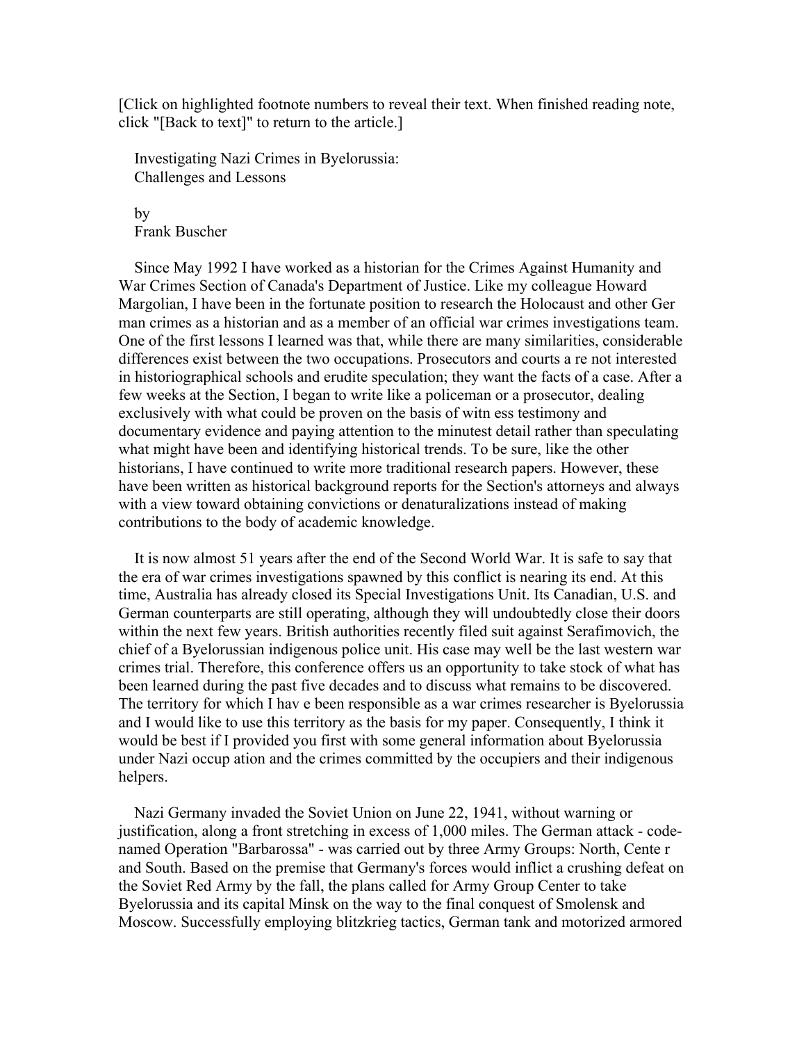[Click on highlighted footnote numbers to reveal their text. When finished reading note, click "[Back to text]" to return to the article.]

# Investigating Nazi Crimes in Byelorussia: Challenges and Lessons

by
Frank Buscher

Since May 1992 I have worked as a historian for the Crimes Against Humanity and War Crimes Section of Canada's Department of Justice. Like my colleague Howard Margolian, I have been in the fortunate position to research the Holocaust and other German crimes as a historian and as a member of an official war crimes investigations team. One of the first lessons I learned was that, while there are many similarities, considerable differences exist between the two occupations. Prosecutors and courts are not interested in historiographical schools and erudite speculation; they want the facts of a case. After a few weeks at the Section, I began to write like a policeman or a prosecutor, dealing exclusively with what could be proven on the basis of witness testimony and documentary evidence and paying attention to the minutest detail rather than speculating what might have been and identifying historical trends. To be sure, like the other historians, I have continued to write more traditional research papers. However, these have been written as historical background reports for the Section's attorneys and always with a view toward obtaining convictions or denaturalizations instead of making contributions to the body of academic knowledge.

It is now almost 51 years after the end of the Second World War. It is safe to say that the era of war crimes investigations spawned by this conflict is nearing its end. At this time, Australia has already closed its Special Investigations Unit. Its Canadian, U.S. and German counterparts are still operating, although they will undoubtedly close their doors within the next few years. British authorities recently filed suit against Serafimovich, the chief of a Byelorussian indigenous police unit. His case may well be the last western war crimes trial. Therefore, this conference offers us an opportunity to take stock of what has been learned during the past five decades and to discuss what remains to be discovered. The territory for which I have been responsible as a war crimes researcher is Byelorussia and I would like to use this territory as the basis for my paper. Consequently, I think it would be best if I provided you first with some general information about Byelorussia under Nazi occupation and the crimes committed by the occupiers and their indigenous helpers.

Nazi Germany invaded the Soviet Union on June 22, 1941, without warning or justification, along a front stretching in excess of 1,000 miles. The German attack - code-named Operation "Barbarossa" - was carried out by three Army Groups: North, Center and South. Based on the premise that Germany's forces would inflict a crushing defeat on the Soviet Red Army by the fall, the plans called for Army Group Center to take Byelorussia and its capital Minsk on the way to the final conquest of Smolensk and Moscow. Successfully employing blitzkrieg tactics, German tank and motorized armored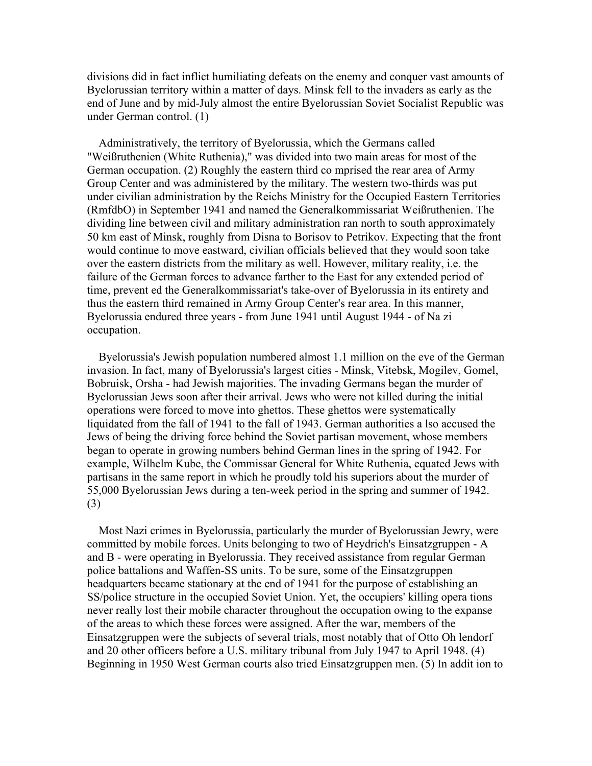divisions did in fact inflict humiliating defeats on the enemy and conquer vast amounts of Byelorussian territory within a matter of days. Minsk fell to the invaders as early as the end of June and by mid-July almost the entire Byelorussian Soviet Socialist Republic was under German control. (1)

Administratively, the territory of Byelorussia, which the Germans called "Weißruthenien (White Ruthenia)," was divided into two main areas for most of the German occupation. (2) Roughly the eastern third co mprised the rear area of Army Group Center and was administered by the military. The western two-thirds was put under civilian administration by the Reichs Ministry for the Occupied Eastern Territories (RmfdbO) in September 1941 and named the Generalkommissariat Weißruthenien. The dividing line between civil and military administration ran north to south approximately 50 km east of Minsk, roughly from Disna to Borisov to Petrikov. Expecting that the front would continue to move eastward, civilian officials believed that they would soon take over the eastern districts from the military as well. However, military reality, i.e. the failure of the German forces to advance farther to the East for any extended period of time, prevent ed the Generalkommissariat's take-over of Byelorussia in its entirety and thus the eastern third remained in Army Group Center's rear area. In this manner, Byelorussia endured three years - from June 1941 until August 1944 - of Na zi occupation.

Byelorussia's Jewish population numbered almost 1.1 million on the eve of the German invasion. In fact, many of Byelorussia's largest cities - Minsk, Vitebsk, Mogilev, Gomel, Bobruisk, Orsha - had Jewish majorities. The invading Germans began the murder of Byelorussian Jews soon after their arrival. Jews who were not killed during the initial operations were forced to move into ghettos. These ghettos were systematically liquidated from the fall of 1941 to the fall of 1943. German authorities a lso accused the Jews of being the driving force behind the Soviet partisan movement, whose members began to operate in growing numbers behind German lines in the spring of 1942. For example, Wilhelm Kube, the Commissar General for White Ruthenia, equated Jews with partisans in the same report in which he proudly told his superiors about the murder of 55,000 Byelorussian Jews during a ten-week period in the spring and summer of 1942. (3)

Most Nazi crimes in Byelorussia, particularly the murder of Byelorussian Jewry, were committed by mobile forces. Units belonging to two of Heydrich's Einsatzgruppen - A and B - were operating in Byelorussia. They received assistance from regular German police battalions and Waffen-SS units. To be sure, some of the Einsatzgruppen headquarters became stationary at the end of 1941 for the purpose of establishing an SS/police structure in the occupied Soviet Union. Yet, the occupiers' killing opera tions never really lost their mobile character throughout the occupation owing to the expanse of the areas to which these forces were assigned. After the war, members of the Einsatzgruppen were the subjects of several trials, most notably that of Otto Oh lendorf and 20 other officers before a U.S. military tribunal from July 1947 to April 1948. (4) Beginning in 1950 West German courts also tried Einsatzgruppen men. (5) In addit ion to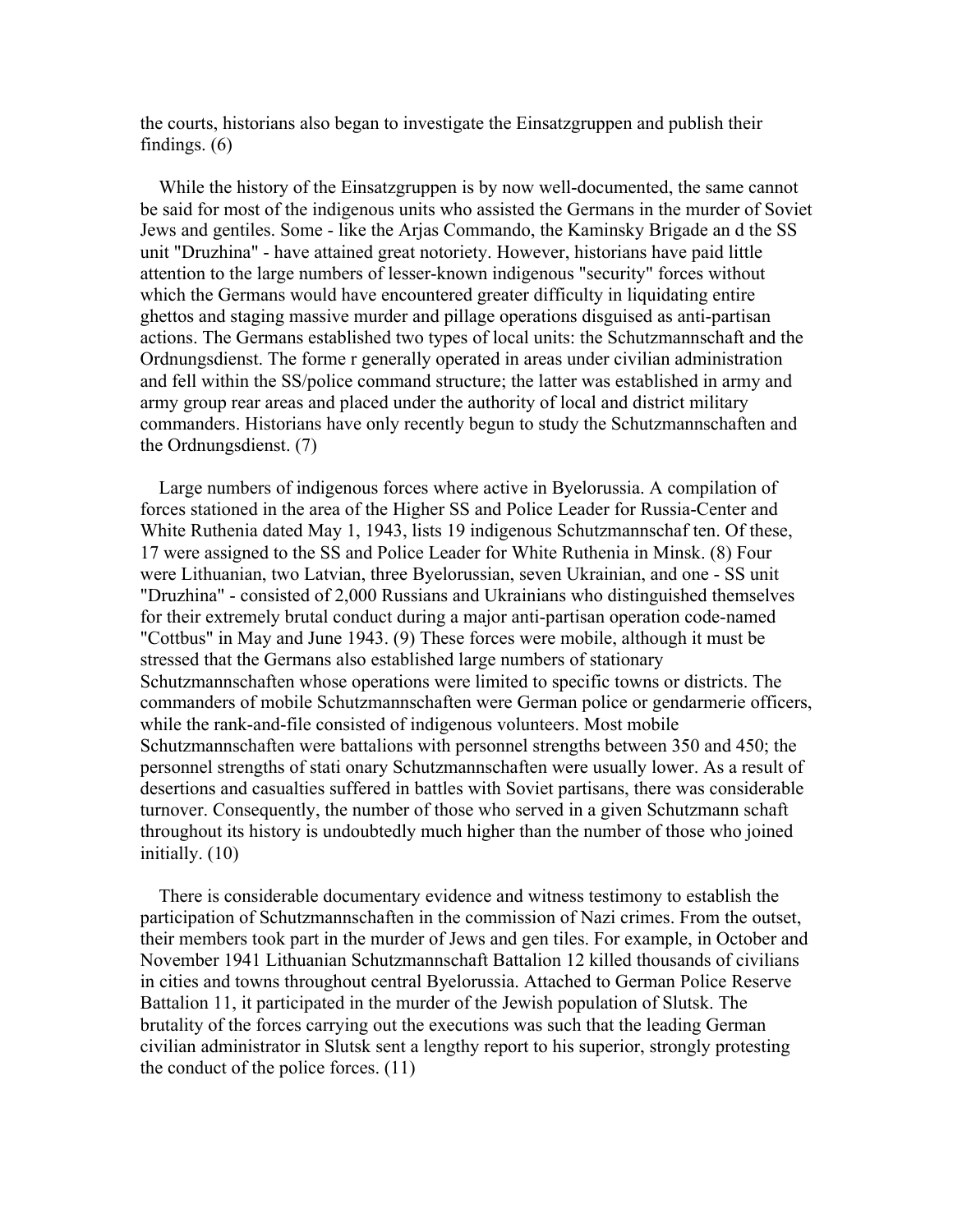the courts, historians also began to investigate the Einsatzgruppen and publish their findings. (6)

While the history of the Einsatzgruppen is by now well-documented, the same cannot be said for most of the indigenous units who assisted the Germans in the murder of Soviet Jews and gentiles. Some - like the Arjas Commando, the Kaminsky Brigade an d the SS unit "Druzhina" - have attained great notoriety. However, historians have paid little attention to the large numbers of lesser-known indigenous "security" forces without which the Germans would have encountered greater difficulty in liquidating entire ghettos and staging massive murder and pillage operations disguised as anti-partisan actions. The Germans established two types of local units: the Schutzmannschaft and the Ordnungsdienst. The forme r generally operated in areas under civilian administration and fell within the SS/police command structure; the latter was established in army and army group rear areas and placed under the authority of local and district military commanders. Historians have only recently begun to study the Schutzmannschaften and the Ordnungsdienst. (7)

Large numbers of indigenous forces where active in Byelorussia. A compilation of forces stationed in the area of the Higher SS and Police Leader for Russia-Center and White Ruthenia dated May 1, 1943, lists 19 indigenous Schutzmannschaf ten. Of these, 17 were assigned to the SS and Police Leader for White Ruthenia in Minsk. (8) Four were Lithuanian, two Latvian, three Byelorussian, seven Ukrainian, and one - SS unit "Druzhina" - consisted of 2,000 Russians and Ukrainians who distinguished themselves for their extremely brutal conduct during a major anti-partisan operation code-named "Cottbus" in May and June 1943. (9) These forces were mobile, although it must be stressed that the Germans also established large numbers of stationary Schutzmannschaften whose operations were limited to specific towns or districts. The commanders of mobile Schutzmannschaften were German police or gendarmerie officers, while the rank-and-file consisted of indigenous volunteers. Most mobile Schutzmannschaften were battalions with personnel strengths between 350 and 450; the personnel strengths of stati onary Schutzmannschaften were usually lower. As a result of desertions and casualties suffered in battles with Soviet partisans, there was considerable turnover. Consequently, the number of those who served in a given Schutzmann schaft throughout its history is undoubtedly much higher than the number of those who joined initially. (10)

There is considerable documentary evidence and witness testimony to establish the participation of Schutzmannschaften in the commission of Nazi crimes. From the outset, their members took part in the murder of Jews and gen tiles. For example, in October and November 1941 Lithuanian Schutzmannschaft Battalion 12 killed thousands of civilians in cities and towns throughout central Byelorussia. Attached to German Police Reserve Battalion 11, it participated in the murder of the Jewish population of Slutsk. The brutality of the forces carrying out the executions was such that the leading German civilian administrator in Slutsk sent a lengthy report to his superior, strongly protesting the conduct of the police forces. (11)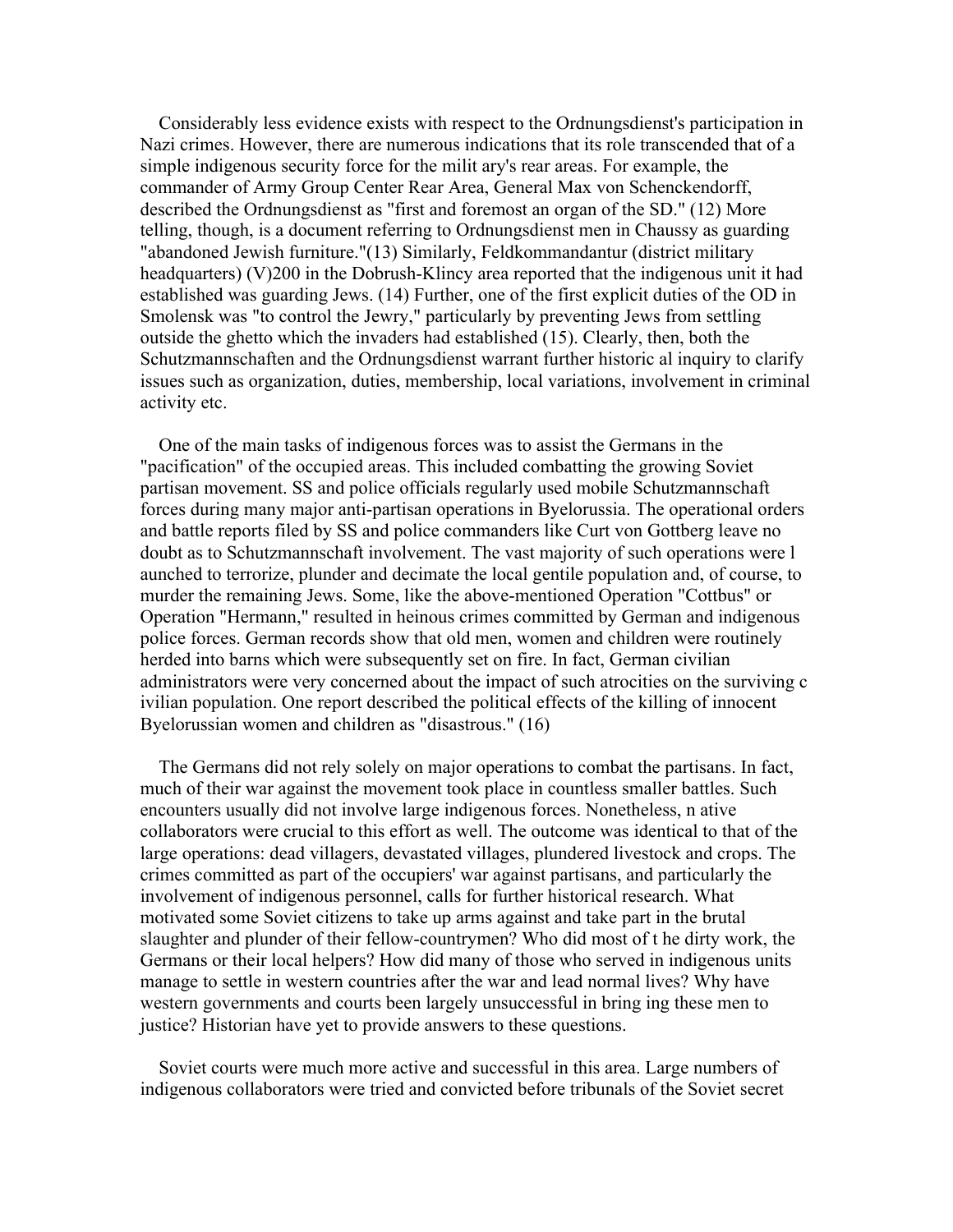Considerably less evidence exists with respect to the Ordnungsdienst's participation in Nazi crimes. However, there are numerous indications that its role transcended that of a simple indigenous security force for the milit ary's rear areas. For example, the commander of Army Group Center Rear Area, General Max von Schenckendorff, described the Ordnungsdienst as "first and foremost an organ of the SD." (12) More telling, though, is a document referring to Ordnungsdienst men in Chaussy as guarding "abandoned Jewish furniture."(13) Similarly, Feldkommandantur (district military headquarters) (V)200 in the Dobrush-Klincy area reported that the indigenous unit it had established was guarding Jews. (14) Further, one of the first explicit duties of the OD in Smolensk was "to control the Jewry," particularly by preventing Jews from settling outside the ghetto which the invaders had established (15). Clearly, then, both the Schutzmannschaften and the Ordnungsdienst warrant further historic al inquiry to clarify issues such as organization, duties, membership, local variations, involvement in criminal activity etc.

One of the main tasks of indigenous forces was to assist the Germans in the "pacification" of the occupied areas. This included combatting the growing Soviet partisan movement. SS and police officials regularly used mobile Schutzmannschaft forces during many major anti-partisan operations in Byelorussia. The operational orders and battle reports filed by SS and police commanders like Curt von Gottberg leave no doubt as to Schutzmannschaft involvement. The vast majority of such operations were l aunched to terrorize, plunder and decimate the local gentile population and, of course, to murder the remaining Jews. Some, like the above-mentioned Operation "Cottbus" or Operation "Hermann," resulted in heinous crimes committed by German and indigenous police forces. German records show that old men, women and children were routinely herded into barns which were subsequently set on fire. In fact, German civilian administrators were very concerned about the impact of such atrocities on the surviving c ivilian population. One report described the political effects of the killing of innocent Byelorussian women and children as "disastrous." (16)

The Germans did not rely solely on major operations to combat the partisans. In fact, much of their war against the movement took place in countless smaller battles. Such encounters usually did not involve large indigenous forces. Nonetheless, n ative collaborators were crucial to this effort as well. The outcome was identical to that of the large operations: dead villagers, devastated villages, plundered livestock and crops. The crimes committed as part of the occupiers' war against partisans, and particularly the involvement of indigenous personnel, calls for further historical research. What motivated some Soviet citizens to take up arms against and take part in the brutal slaughter and plunder of their fellow-countrymen? Who did most of t he dirty work, the Germans or their local helpers? How did many of those who served in indigenous units manage to settle in western countries after the war and lead normal lives? Why have western governments and courts been largely unsuccessful in bring ing these men to justice? Historian have yet to provide answers to these questions.

Soviet courts were much more active and successful in this area. Large numbers of indigenous collaborators were tried and convicted before tribunals of the Soviet secret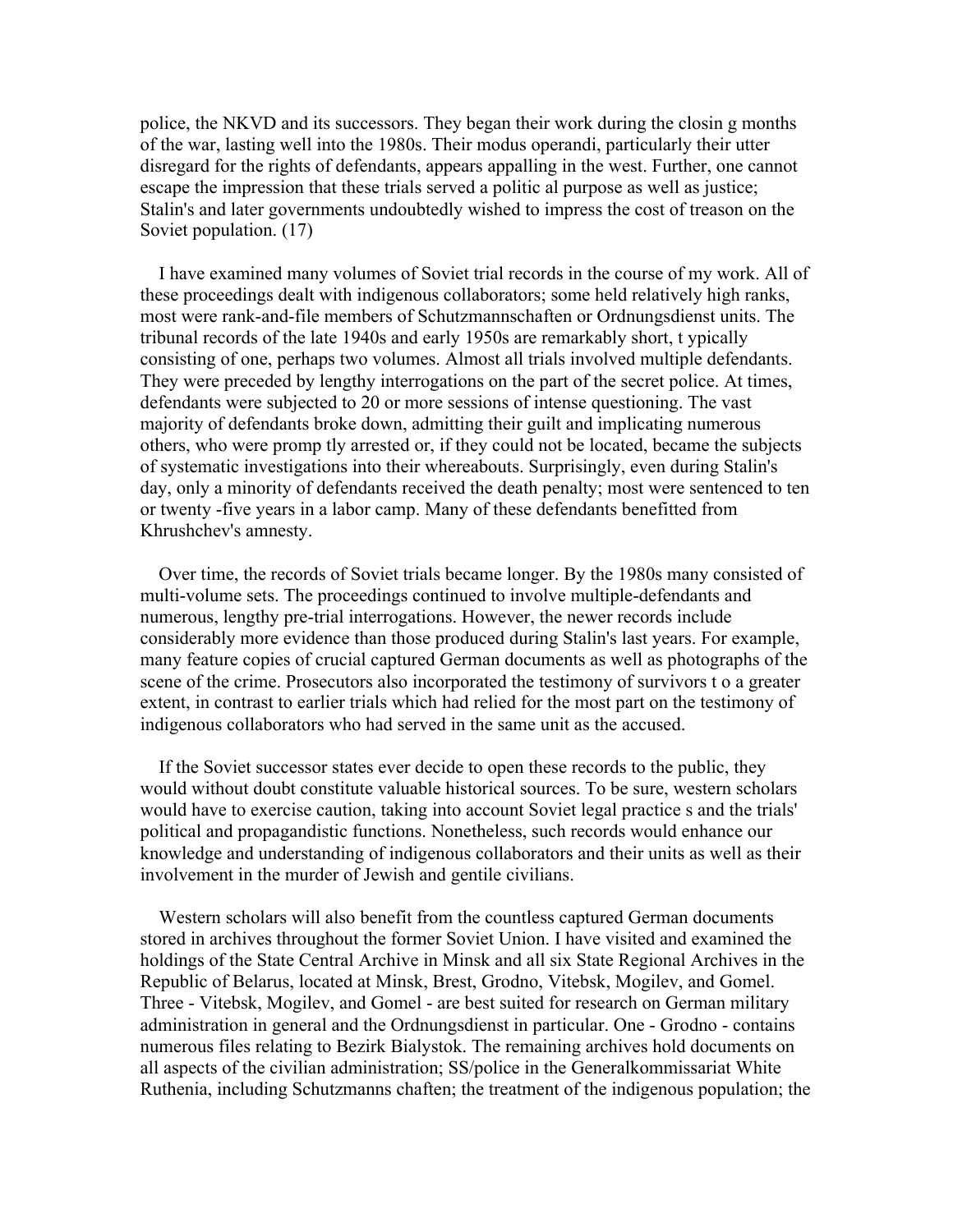police, the NKVD and its successors. They began their work during the closing months of the war, lasting well into the 1980s. Their modus operandi, particularly their utter disregard for the rights of defendants, appears appalling in the west. Further, one cannot escape the impression that these trials served a political purpose as well as justice; Stalin's and later governments undoubtedly wished to impress the cost of treason on the Soviet population. (17)

I have examined many volumes of Soviet trial records in the course of my work. All of these proceedings dealt with indigenous collaborators; some held relatively high ranks, most were rank-and-file members of Schutzmannschaften or Ordnungsdienst units. The tribunal records of the late 1940s and early 1950s are remarkably short, typically consisting of one, perhaps two volumes. Almost all trials involved multiple defendants. They were preceded by lengthy interrogations on the part of the secret police. At times, defendants were subjected to 20 or more sessions of intense questioning. The vast majority of defendants broke down, admitting their guilt and implicating numerous others, who were promptly arrested or, if they could not be located, became the subjects of systematic investigations into their whereabouts. Surprisingly, even during Stalin's day, only a minority of defendants received the death penalty; most were sentenced to ten or twenty-five years in a labor camp. Many of these defendants benefitted from Khrushchev's amnesty.

Over time, the records of Soviet trials became longer. By the 1980s many consisted of multi-volume sets. The proceedings continued to involve multiple-defendants and numerous, lengthy pre-trial interrogations. However, the newer records include considerably more evidence than those produced during Stalin's last years. For example, many feature copies of crucial captured German documents as well as photographs of the scene of the crime. Prosecutors also incorporated the testimony of survivors to a greater extent, in contrast to earlier trials which had relied for the most part on the testimony of indigenous collaborators who had served in the same unit as the accused.

If the Soviet successor states ever decide to open these records to the public, they would without doubt constitute valuable historical sources. To be sure, western scholars would have to exercise caution, taking into account Soviet legal practices and the trials' political and propagandistic functions. Nonetheless, such records would enhance our knowledge and understanding of indigenous collaborators and their units as well as their involvement in the murder of Jewish and gentile civilians.

Western scholars will also benefit from the countless captured German documents stored in archives throughout the former Soviet Union. I have visited and examined the holdings of the State Central Archive in Minsk and all six State Regional Archives in the Republic of Belarus, located at Minsk, Brest, Grodno, Vitebsk, Mogilev, and Gomel. Three - Vitebsk, Mogilev, and Gomel - are best suited for research on German military administration in general and the Ordnungsdienst in particular. One - Grodno - contains numerous files relating to Bezirk Bialystok. The remaining archives hold documents on all aspects of the civilian administration; SS/police in the Generalkommissariat White Ruthenia, including Schutzmannschaften; the treatment of the indigenous population; the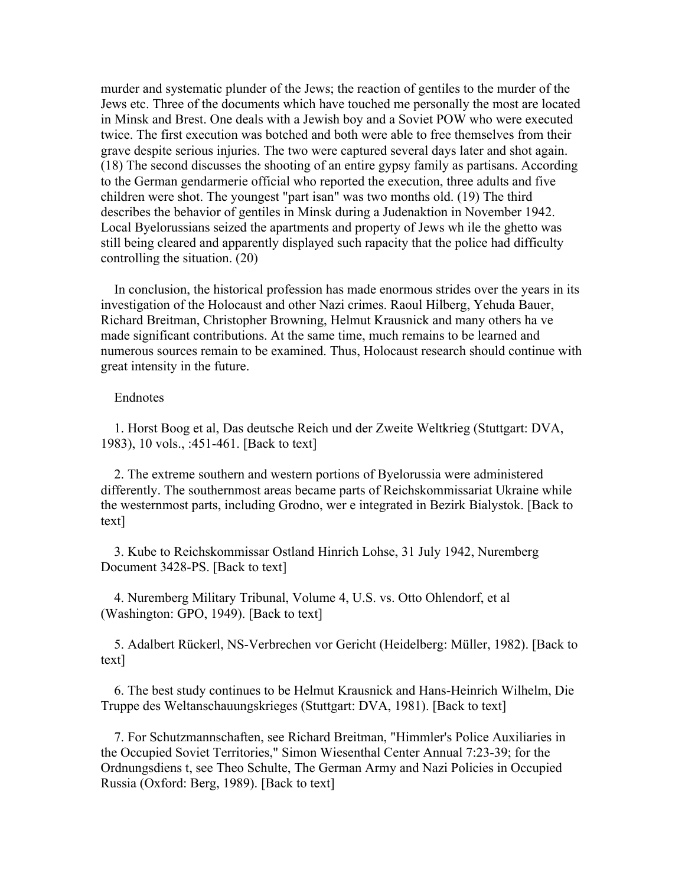murder and systematic plunder of the Jews; the reaction of gentiles to the murder of the Jews etc. Three of the documents which have touched me personally the most are located in Minsk and Brest. One deals with a Jewish boy and a Soviet POW who were executed twice. The first execution was botched and both were able to free themselves from their grave despite serious injuries. The two were captured several days later and shot again. (18) The second discusses the shooting of an entire gypsy family as partisans. According to the German gendarmerie official who reported the execution, three adults and five children were shot. The youngest "part isan" was two months old. (19) The third describes the behavior of gentiles in Minsk during a Judenaktion in November 1942. Local Byelorussians seized the apartments and property of Jews wh ile the ghetto was still being cleared and apparently displayed such rapacity that the police had difficulty controlling the situation. (20)

In conclusion, the historical profession has made enormous strides over the years in its investigation of the Holocaust and other Nazi crimes. Raoul Hilberg, Yehuda Bauer, Richard Breitman, Christopher Browning, Helmut Krausnick and many others ha ve made significant contributions. At the same time, much remains to be learned and numerous sources remain to be examined. Thus, Holocaust research should continue with great intensity in the future.

Endnotes

1. Horst Boog et al, Das deutsche Reich und der Zweite Weltkrieg (Stuttgart: DVA, 1983), 10 vols., :451-461. [Back to text]

2. The extreme southern and western portions of Byelorussia were administered differently. The southernmost areas became parts of Reichskommissariat Ukraine while the westernmost parts, including Grodno, wer e integrated in Bezirk Bialystok. [Back to text]

3. Kube to Reichskommissar Ostland Hinrich Lohse, 31 July 1942, Nuremberg Document 3428-PS. [Back to text]

4. Nuremberg Military Tribunal, Volume 4, U.S. vs. Otto Ohlendorf, et al (Washington: GPO, 1949). [Back to text]

5. Adalbert Rückerl, NS-Verbrechen vor Gericht (Heidelberg: Müller, 1982). [Back to text]

6. The best study continues to be Helmut Krausnick and Hans-Heinrich Wilhelm, Die Truppe des Weltanschauungskrieges (Stuttgart: DVA, 1981). [Back to text]

7. For Schutzmannschaften, see Richard Breitman, "Himmler's Police Auxiliaries in the Occupied Soviet Territories," Simon Wiesenthal Center Annual 7:23-39; for the Ordnungsdiens t, see Theo Schulte, The German Army and Nazi Policies in Occupied Russia (Oxford: Berg, 1989). [Back to text]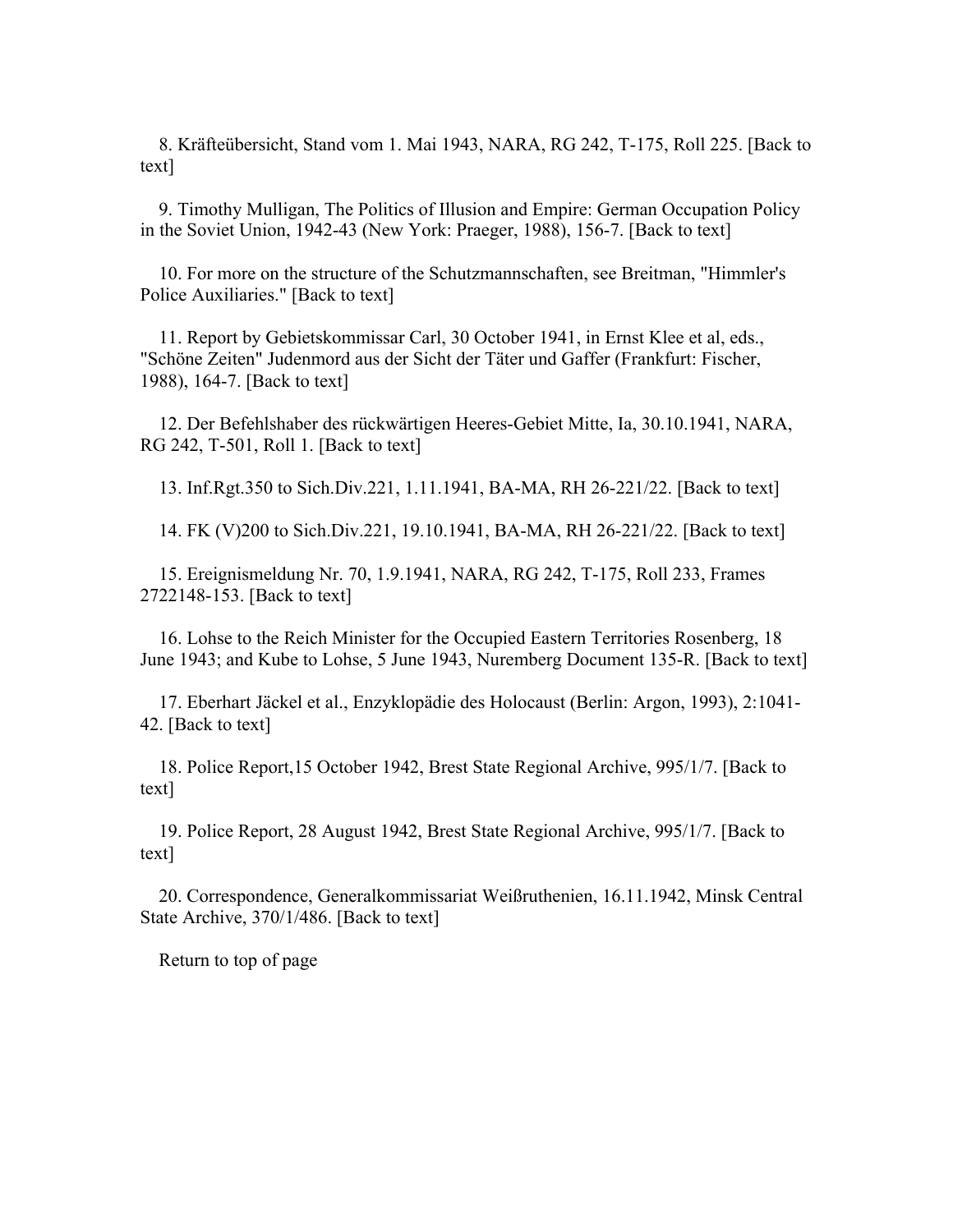8. Kräfteübersicht, Stand vom 1. Mai 1943, NARA, RG 242, T-175, Roll 225. [Back to text]

9. Timothy Mulligan, The Politics of Illusion and Empire: German Occupation Policy in the Soviet Union, 1942-43 (New York: Praeger, 1988), 156-7. [Back to text]

10. For more on the structure of the Schutzmannschaften, see Breitman, "Himmler's Police Auxiliaries." [Back to text]

11. Report by Gebietskommissar Carl, 30 October 1941, in Ernst Klee et al, eds., "Schöne Zeiten" Judenmord aus der Sicht der Täter und Gaffer (Frankfurt: Fischer, 1988), 164-7. [Back to text]

12. Der Befehlshaber des rückwärtigen Heeres-Gebiet Mitte, Ia, 30.10.1941, NARA, RG 242, T-501, Roll 1. [Back to text]

13. Inf.Rgt.350 to Sich.Div.221, 1.11.1941, BA-MA, RH 26-221/22. [Back to text]

14. FK (V)200 to Sich.Div.221, 19.10.1941, BA-MA, RH 26-221/22. [Back to text]

15. Ereignismeldung Nr. 70, 1.9.1941, NARA, RG 242, T-175, Roll 233, Frames 2722148-153. [Back to text]

16. Lohse to the Reich Minister for the Occupied Eastern Territories Rosenberg, 18 June 1943; and Kube to Lohse, 5 June 1943, Nuremberg Document 135-R. [Back to text]

17. Eberhart Jäckel et al., Enzyklopädie des Holocaust (Berlin: Argon, 1993), 2:1041-42. [Back to text]

18. Police Report,15 October 1942, Brest State Regional Archive, 995/1/7. [Back to text]

19. Police Report, 28 August 1942, Brest State Regional Archive, 995/1/7. [Back to text]

20. Correspondence, Generalkommissariat Weißruthenien, 16.11.1942, Minsk Central State Archive, 370/1/486. [Back to text]

Return to top of page